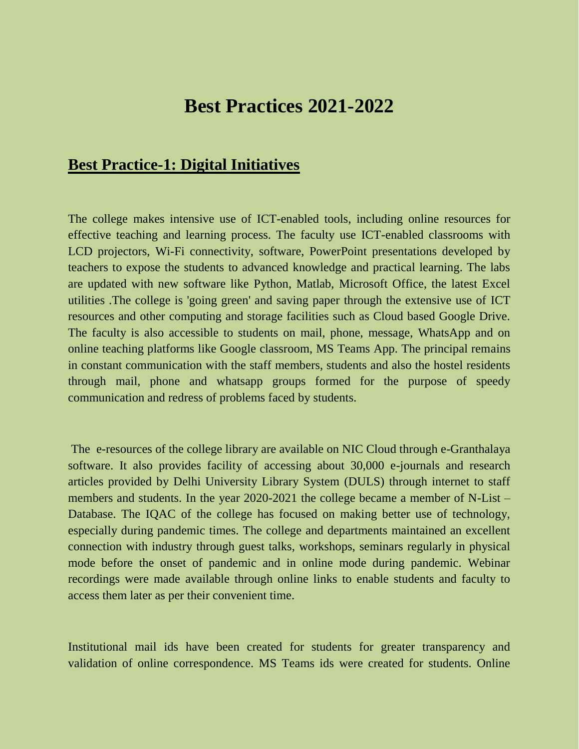# Best Practices 2021-2022

## Best Practice-1: Digital Initiatives

The college makes intensive use of ICT-enabled tools, including online resources for effective teaching and learning process. The faculty use ICT-enabled classrooms with LCD projectors, Wi-Fi connectivity, software, PowerPoint presentations developed by teachers to expose the students to advanced knowledge and practical learning. The labs are updated with new software like Python, Matlab, Microsoft Office, the latest Excel utilities .The college is 'going green' and saving paper through the extensive use of ICT resources and other computing and storage facilities such as Cloud based Google Drive. The faculty is also accessible to students on mail, phone, message, WhatsApp and on online teaching platforms like Google classroom, MS Teams App. The principal remains in constant communication with the staff members, students and also the hostel residents through mail, phone and whatsapp groups formed for the purpose of speedy communication and redress of problems faced by students.

The e-resources of the college library are available on NIC Cloud through e-Granthalaya software. It also provides facility of accessing about 30,000 e-journals and research articles provided by Delhi University Library System (DULS) through internet to staff members and students. In the year 2020-2021 the college became a member of N-List – Database. The IQAC of the college has focused on making better use of technology, especially during pandemic times. The college and departments maintained an excellent connection with industry through guest talks, workshops, seminars regularly in physical mode before the onset of pandemic and in online mode during pandemic. Webinar recordings were made available through online links to enable students and faculty to access them later as per their convenient time.

Institutional mail ids have been created for students for greater transparency and validation of online correspondence. MS Teams ids were created for students. Online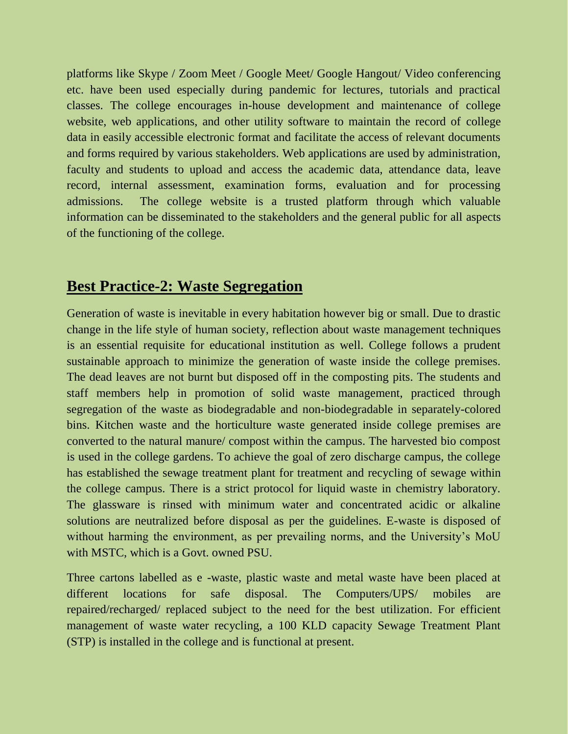platforms like Skype / Zoom Meet / Google Meet/ Google Hangout/ Video conferencing etc. have been used especially during pandemic for lectures, tutorials and practical classes. The college encourages in-house development and maintenance of college website, web applications, and other utility software to maintain the record of college data in easily accessible electronic format and facilitate the access of relevant documents and forms required by various stakeholders. Web applications are used by administration, faculty and students to upload and access the academic data, attendance data, leave record, internal assessment, examination forms, evaluation and for processing admissions. The college website is a trusted platform through which valuable information can be disseminated to the stakeholders and the general public for all aspects of the functioning of the college.

## Best Practice-2: Waste Segregation

Generation of waste is inevitable in every habitation however big or small. Due to drastic change in the life style of human society, reflection about waste management techniques is an essential requisite for educational institution as well. College follows a prudent sustainable approach to minimize the generation of waste inside the college premises. The dead leaves are not burnt but disposed off in the composting pits. The students and staff members help in promotion of solid waste management, practiced through segregation of the waste as biodegradable and non-biodegradable in separately-colored bins. Kitchen waste and the horticulture waste generated inside college premises are converted to the natural manure/ compost within the campus. The harvested bio compost is used in the college gardens. To achieve the goal of zero discharge campus, the college has established the sewage treatment plant for treatment and recycling of sewage within the college campus. There is a strict protocol for liquid waste in chemistry laboratory. The glassware is rinsed with minimum water and concentrated acidic or alkaline solutions are neutralized before disposal as per the guidelines. E-waste is disposed of without harming the environment, as per prevailing norms, and the University's MoU with MSTC, which is a Govt. owned PSU.

Three cartons labelled as e -waste, plastic waste and metal waste have been placed at different locations for safe disposal. The Computers/UPS/ mobiles are repaired/recharged/ replaced subject to the need for the best utilization. For efficient management of waste water recycling, a 100 KLD capacity Sewage Treatment Plant (STP) is installed in the college and is functional at present.